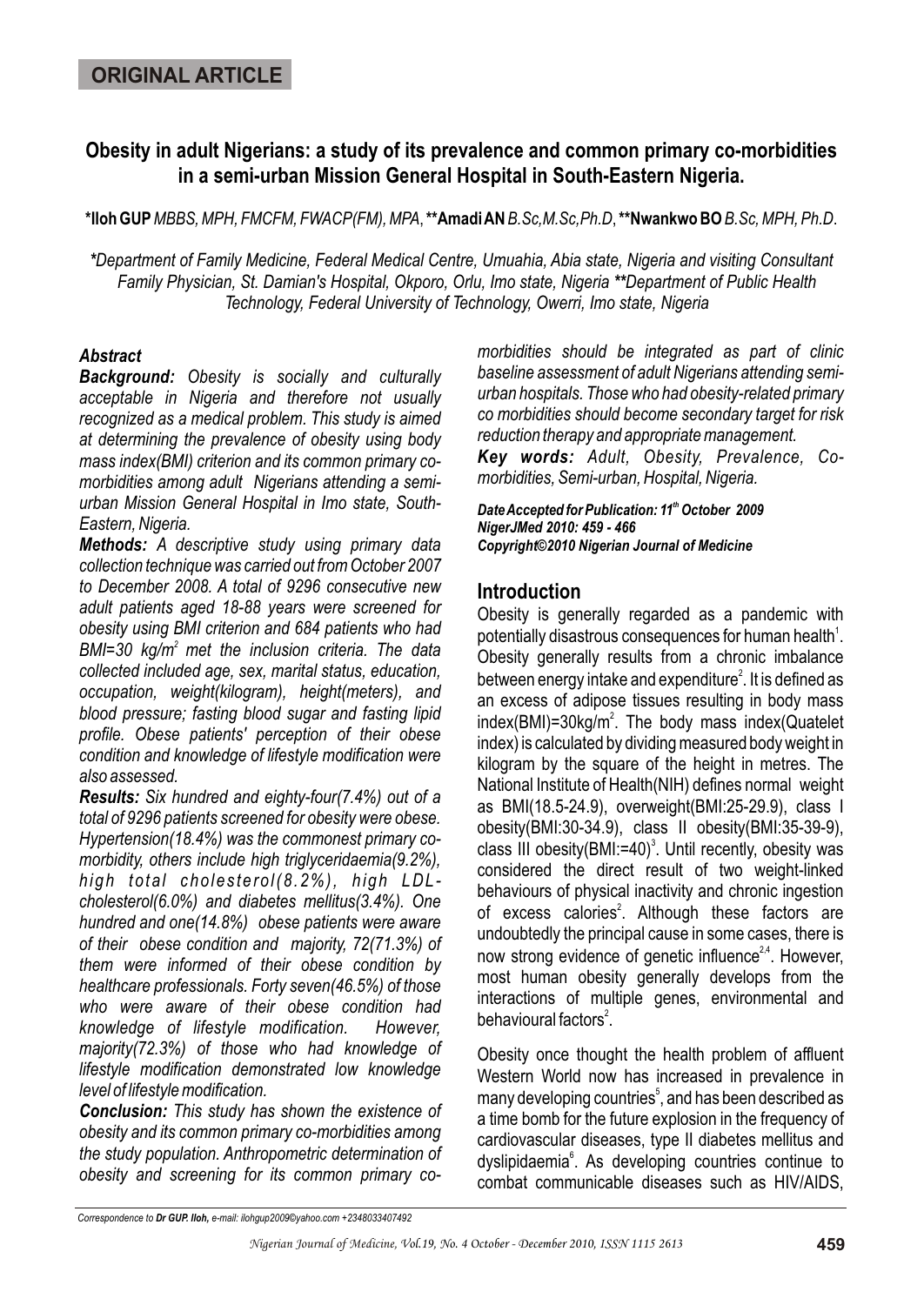**ORIGINAL ARTICLE**

# Obesity in adult Nigerians: a study of its prevalence and common primary co-morbidities in a semi-urban Mission General Hospital in South-Eastern Nigeria.

**\*Iloh GUP** *MBBS, MPH, FMCFM, FWACP(FM), MPA*, **\*\*Amadi AN** *B.Sc,M.Sc,Ph.D*, **\*\*Nwankwo BO** *B.Sc, MPH, Ph.D*.

*\*Department of Family Medicine, Federal Medical Centre, Umuahia, Abia state, Nigeria and visiting Consultant Family Physician, St. Damian's Hospital, Okporo, Orlu, Imo state, Nigeria \*\*Department of Public Health Technology, Federal University of Technology, Owerri, Imo state, Nigeria*

### Abstract

***Background:*** *Obesity is socially and culturally acceptable in Nigeria and therefore not usually recognized as a medical problem. This study is aimed at determining the prevalence of obesity using body mass index(BMI) criterion and its common primary co-morbidities among adult Nigerians attending a semi-urban Mission General Hospital in Imo state, South-Eastern, Nigeria.*

***Methods:*** *A descriptive study using primary data collection technique was carried out from October 2007 to December 2008. A total of 9296 consecutive new adult patients aged 18-88 years were screened for obesity using BMI criterion and 684 patients who had BMI=30 kg/m$^2$ met the inclusion criteria. The data collected included age, sex, marital status, education, occupation, weight(kilogram), height(meters), and blood pressure; fasting blood sugar and fasting lipid profile. Obese patients' perception of their obese condition and knowledge of lifestyle modification were also assessed.*

***Results:*** *Six hundred and eighty-four(7.4%) out of a total of 9296 patients screened for obesity were obese. Hypertension(18.4%) was the commonest primary co-morbidity, others include high triglyceridaemia(9.2%), high total cholesterol(8.2%), high LDL-cholesterol(6.0%) and diabetes mellitus(3.4%). One hundred and one(14.8%) obese patients were aware of their obese condition and majority, 72(71.3%) of them were informed of their obese condition by healthcare professionals. Forty seven(46.5%) of those who were aware of their obese condition had knowledge of lifestyle modification. However, majority(72.3%) of those who had knowledge of lifestyle modification demonstrated low knowledge level of lifestyle modification.*

***Conclusion:*** *This study has shown the existence of obesity and its common primary co-morbidities among the study population. Anthropometric determination of obesity and screening for its common primary co-morbidities should be integrated as part of clinic baseline assessment of adult Nigerians attending semi-urban hospitals. Those who had obesity-related primary co morbidities should become secondary target for risk reduction therapy and appropriate management.*

***Key words:*** *Adult, Obesity, Prevalence, Co-morbidities, Semi-urban, Hospital, Nigeria.*

***Date Accepted for Publication: 11th October 2009***
***NigerJMed 2010: 459 - 466***
***Copyright©2010 Nigerian Journal of Medicine***

## Introduction

Obesity is generally regarded as a pandemic with potentially disastrous consequences for human health[1]. Obesity generally results from a chronic imbalance between energy intake and expenditure[2]. It is defined as an excess of adipose tissues resulting in body mass index(BMI)=30kg/m$^2$. The body mass index(Quatelet index) is calculated by dividing measured body weight in kilogram by the square of the height in metres. The National Institute of Health(NIH) defines normal weight as BMI(18.5-24.9), overweight(BMI:25-29.9), class I obesity(BMI:30-34.9), class II obesity(BMI:35-39-9), class III obesity(BMI:=40)[3]. Until recently, obesity was considered the direct result of two weight-linked behaviours of physical inactivity and chronic ingestion of excess calories[2]. Although these factors are undoubtedly the principal cause in some cases, there is now strong evidence of genetic influence[2,4]. However, most human obesity generally develops from the interactions of multiple genes, environmental and behavioural factors[2].

Obesity once thought the health problem of affluent Western World now has increased in prevalence in many developing countries[5], and has been described as a time bomb for the future explosion in the frequency of cardiovascular diseases, type II diabetes mellitus and dyslipidaemia[6]. As developing countries continue to combat communicable diseases such as HIV/AIDS,

Correspondence to **Dr GUP. Iloh,** e-mail: ilohgup2009@yahoo.com +2348033407492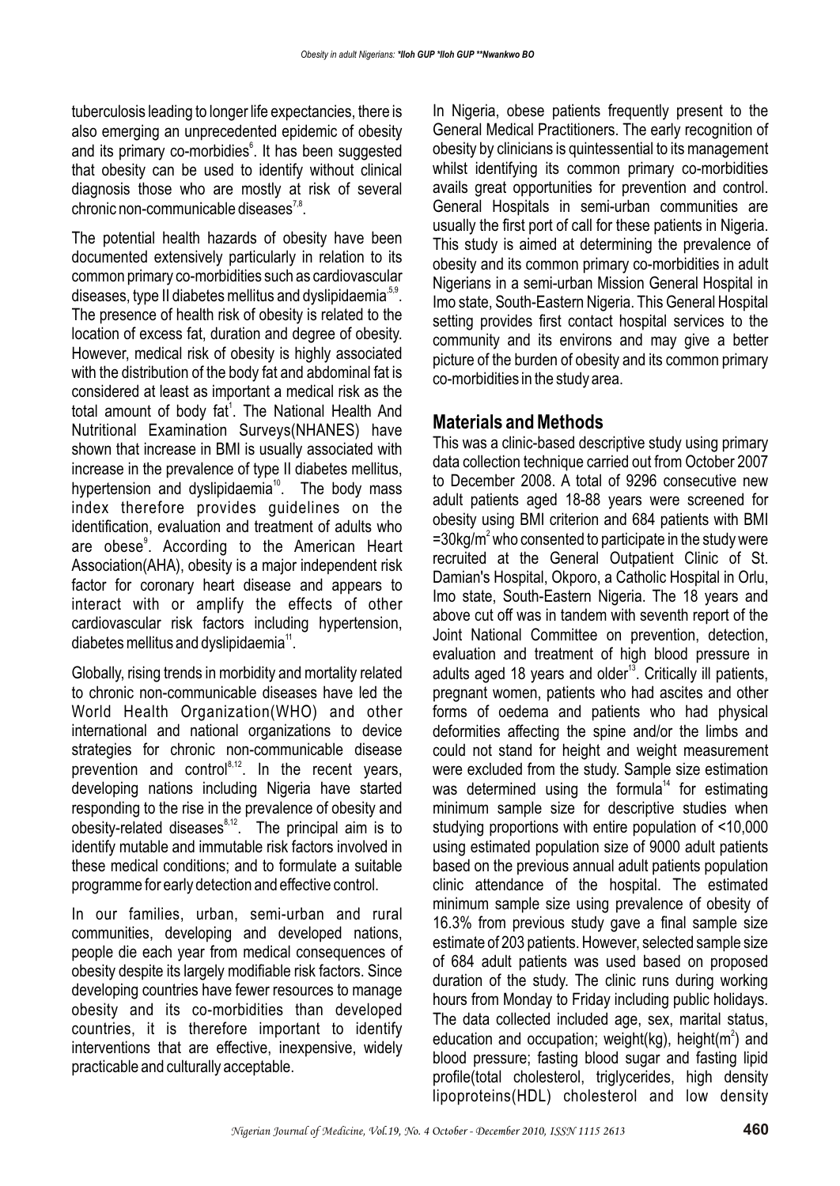tuberculosis leading to longer life expectancies, there is also emerging an unprecedented epidemic of obesity and its primary co-morbidies[6]. It has been suggested that obesity can be used to identify without clinical diagnosis those who are mostly at risk of several chronic non-communicable diseases[7,8].

The potential health hazards of obesity have been documented extensively particularly in relation to its common primary co-morbidities such as cardiovascular diseases, type II diabetes mellitus and dyslipidaemia[5,9]. The presence of health risk of obesity is related to the location of excess fat, duration and degree of obesity. However, medical risk of obesity is highly associated with the distribution of the body fat and abdominal fat is considered at least as important a medical risk as the total amount of body fat[1]. The National Health And Nutritional Examination Surveys(NHANES) have shown that increase in BMI is usually associated with increase in the prevalence of type II diabetes mellitus, hypertension and dyslipidaemia[10]. The body mass index therefore provides guidelines on the identification, evaluation and treatment of adults who are obese[9]. According to the American Heart Association(AHA), obesity is a major independent risk factor for coronary heart disease and appears to interact with or amplify the effects of other cardiovascular risk factors including hypertension, diabetes mellitus and dyslipidaemia[11].

Globally, rising trends in morbidity and mortality related to chronic non-communicable diseases have led the World Health Organization(WHO) and other international and national organizations to device strategies for chronic non-communicable disease prevention and control[8,12]. In the recent years, developing nations including Nigeria have started responding to the rise in the prevalence of obesity and obesity-related diseases[8,12]. The principal aim is to identify mutable and immutable risk factors involved in these medical conditions; and to formulate a suitable programme for early detection and effective control.

In our families, urban, semi-urban and rural communities, developing and developed nations, people die each year from medical consequences of obesity despite its largely modifiable risk factors. Since developing countries have fewer resources to manage obesity and its co-morbidities than developed countries, it is therefore important to identify interventions that are effective, inexpensive, widely practicable and culturally acceptable.

In Nigeria, obese patients frequently present to the General Medical Practitioners. The early recognition of obesity by clinicians is quintessential to its management whilst identifying its common primary co-morbidities avails great opportunities for prevention and control. General Hospitals in semi-urban communities are usually the first port of call for these patients in Nigeria. This study is aimed at determining the prevalence of obesity and its common primary co-morbidities in adult Nigerians in a semi-urban Mission General Hospital in Imo state, South-Eastern Nigeria. This General Hospital setting provides first contact hospital services to the community and its environs and may give a better picture of the burden of obesity and its common primary co-morbidities in the study area.

## Materials and Methods

This was a clinic-based descriptive study using primary data collection technique carried out from October 2007 to December 2008. A total of 9296 consecutive new adult patients aged 18-88 years were screened for obesity using BMI criterion and 684 patients with BMI $=30kg/m^2$ who consented to participate in the study were recruited at the General Outpatient Clinic of St. Damian's Hospital, Okporo, a Catholic Hospital in Orlu, Imo state, South-Eastern Nigeria. The 18 years and above cut off was in tandem with seventh report of the Joint National Committee on prevention, detection, evaluation and treatment of high blood pressure in adults aged 18 years and older[13]. Critically ill patients, pregnant women, patients who had ascites and other forms of oedema and patients who had physical deformities affecting the spine and/or the limbs and could not stand for height and weight measurement were excluded from the study. Sample size estimation was determined using the formula[14] for estimating minimum sample size for descriptive studies when studying proportions with entire population of <10,000 using estimated population size of 9000 adult patients based on the previous annual adult patients population clinic attendance of the hospital. The estimated minimum sample size using prevalence of obesity of 16.3% from previous study gave a final sample size estimate of 203 patients. However, selected sample size of 684 adult patients was used based on proposed duration of the study. The clinic runs during working hours from Monday to Friday including public holidays. The data collected included age, sex, marital status, education and occupation; weight(kg), height($m^2$) and blood pressure; fasting blood sugar and fasting lipid profile(total cholesterol, triglycerides, high density lipoproteins(HDL) cholesterol and low density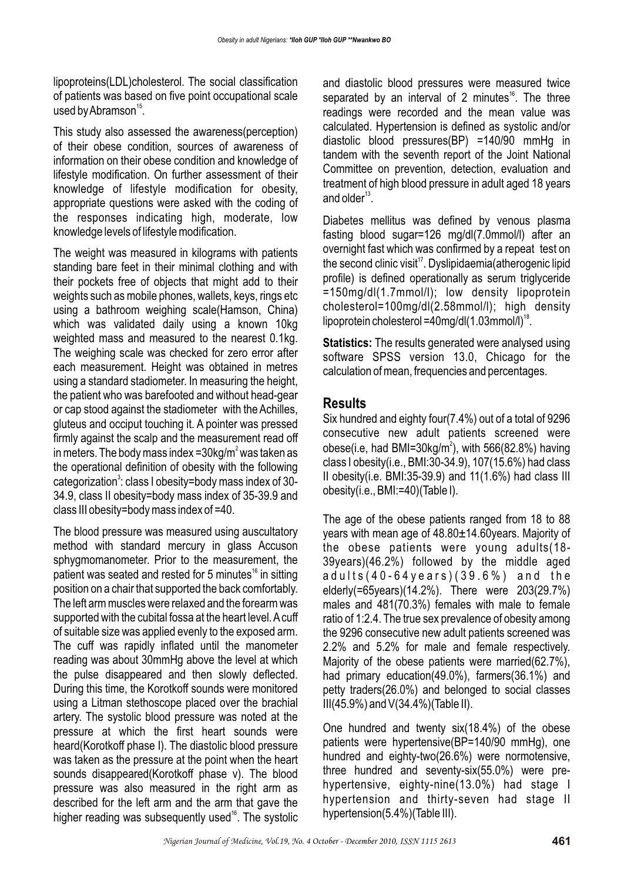lipoproteins(LDL)cholesterol. The social classification of patients was based on five point occupational scale used by Abramson[15].

This study also assessed the awareness(perception) of their obese condition, sources of awareness of information on their obese condition and knowledge of lifestyle modification. On further assessment of their knowledge of lifestyle modification for obesity, appropriate questions were asked with the coding of the responses indicating high, moderate, low knowledge levels of lifestyle modification.

The weight was measured in kilograms with patients standing bare feet in their minimal clothing and with their pockets free of objects that might add to their weights such as mobile phones, wallets, keys, rings etc using a bathroom weighing scale(Hamson, China) which was validated daily using a known 10kg weighted mass and measured to the nearest 0.1kg. The weighing scale was checked for zero error after each measurement. Height was obtained in metres using a standard stadiometer. In measuring the height, the patient who was barefooted and without head-gear or cap stood against the stadiometer with the Achilles, gluteus and occiput touching it. A pointer was pressed firmly against the scalp and the measurement read off in meters. The body mass index =30kg/m$^2$ was taken as the operational definition of obesity with the following categorization[3]: class I obesity=body mass index of 30-34.9, class II obesity=body mass index of 35-39.9 and class III obesity=body mass index of =40.

The blood pressure was measured using auscultatory method with standard mercury in glass Accuson sphygmomanometer. Prior to the measurement, the patient was seated and rested for 5 minutes[16] in sitting position on a chair that supported the back comfortably. The left arm muscles were relaxed and the forearm was supported with the cubital fossa at the heart level. A cuff of suitable size was applied evenly to the exposed arm. The cuff was rapidly inflated until the manometer reading was about 30mmHg above the level at which the pulse disappeared and then slowly deflected. During this time, the Korotkoff sounds were monitored using a Litman stethoscope placed over the brachial artery. The systolic blood pressure was noted at the pressure at which the first heart sounds were heard(Korotkoff phase I). The diastolic blood pressure was taken as the pressure at the point when the heart sounds disappeared(Korotkoff phase v). The blood pressure was also measured in the right arm as described for the left arm and the arm that gave the higher reading was subsequently used[16]. The systolic and diastolic blood pressures were measured twice separated by an interval of 2 minutes[16]. The three readings were recorded and the mean value was calculated. Hypertension is defined as systolic and/or diastolic blood pressures(BP) =140/90 mmHg in tandem with the seventh report of the Joint National Committee on prevention, detection, evaluation and treatment of high blood pressure in adult aged 18 years and older[13].

Diabetes mellitus was defined by venous plasma fasting blood sugar=126 mg/dl(7.0mmol/l) after an overnight fast which was confirmed by a repeat test on the second clinic visit[17]. Dyslipidaemia(atherogenic lipid profile) is defined operationally as serum triglyceride =150mg/dl(1.7mmol/l); low density lipoprotein cholesterol=100mg/dl(2.58mmol/l); high density lipoprotein cholesterol =40mg/dl(1.03mmol/l)[18].

**Statistics:** The results generated were analysed using software SPSS version 13.0, Chicago for the calculation of mean, frequencies and percentages.

## Results

Six hundred and eighty four(7.4%) out of a total of 9296 consecutive new adult patients screened were obese(i.e, had BMI=30kg/m$^2$), with 566(82.8%) having class I obesity(i.e., BMI:30-34.9), 107(15.6%) had class II obesity(i.e. BMI:35-39.9) and 11(1.6%) had class III obesity(i.e., BMI:=40)(Table I).

The age of the obese patients ranged from 18 to 88 years with mean age of 48.80±14.60years. Majority of the obese patients were young adults(18-39years)(46.2%) followed by the middle aged adults(40-64years)(39.6%) and the elderly(=65years)(14.2%). There were 203(29.7%) males and 481(70.3%) females with male to female ratio of 1:2.4. The true sex prevalence of obesity among the 9296 consecutive new adult patients screened was 2.2% and 5.2% for male and female respectively. Majority of the obese patients were married(62.7%), had primary education(49.0%), farmers(36.1%) and petty traders(26.0%) and belonged to social classes III(45.9%) and V(34.4%)(Table II).

One hundred and twenty six(18.4%) of the obese patients were hypertensive(BP=140/90 mmHg), one hundred and eighty-two(26.6%) were normotensive, three hundred and seventy-six(55.0%) were pre-hypertensive, eighty-nine(13.0%) had stage I hypertension and thirty-seven had stage II hypertension(5.4%)(Table III).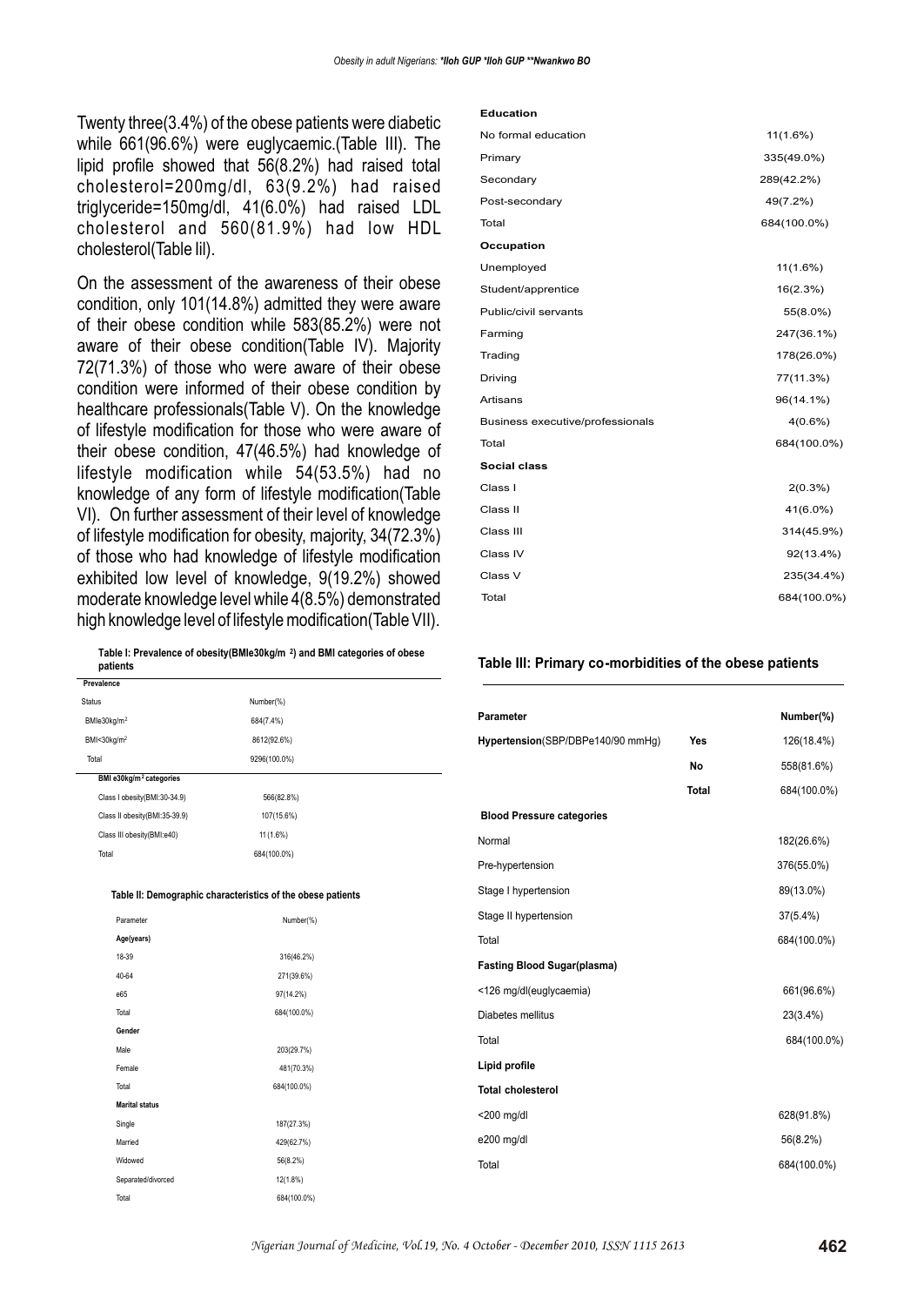Twenty three(3.4%) of the obese patients were diabetic while 661(96.6%) were euglycaemic.(Table III). The lipid profile showed that 56(8.2%) had raised total cholesterol=200mg/dl, 63(9.2%) had raised triglyceride=150mg/dl, 41(6.0%) had raised LDL cholesterol and 560(81.9%) had low HDL cholesterol(Table lil).

On the assessment of the awareness of their obese condition, only 101(14.8%) admitted they were aware of their obese condition while 583(85.2%) were not aware of their obese condition(Table IV). Majority 72(71.3%) of those who were aware of their obese condition were informed of their obese condition by healthcare professionals(Table V). On the knowledge of lifestyle modification for those who were aware of their obese condition, 47(46.5%) had knowledge of lifestyle modification while 54(53.5%) had no knowledge of any form of lifestyle modification(Table VI). On further assessment of their level of knowledge of lifestyle modification for obesity, majority, 34(72.3%) of those who had knowledge of lifestyle modification exhibited low level of knowledge, 9(19.2%) showed moderate knowledge level while 4(8.5%) demonstrated high knowledge level of lifestyle modification(Table VII).

**Table I: Prevalence of obesity(BMIe30kg/m $^2$) and BMI categories of obese patients**

| Prevalence | |
|---|---|
| Status | Number(%) |
| BMIe30kg/m$^2$ | 684(7.4%) |
| BMI<30kg/m$^2$ | 8612(92.6%) |
| Total | 9296(100.0%) |
| **BMI e30kg/m$^2$ categories** | |
| Class I obesity(BMI:30-34.9) | 566(82.8%) |
| Class II obesity(BMI:35-39.9) | 107(15.6%) |
| Class III obesity(BMI:e40) | 11(1.6%) |
| Total | 684(100.0%) |

**Table II: Demographic characteristics of the obese patients**

| Parameter | Number(%) |
|---|---|
| **Age(years)** | |
| 18-39 | 316(46.2%) |
| 40-64 | 271(39.6%) |
| e65 | 97(14.2%) |
| Total | 684(100.0%) |
| **Gender** | |
| Male | 203(29.7%) |
| Female | 481(70.3%) |
| Total | 684(100.0%) |
| **Marital status** | |
| Single | 187(27.3%) |
| Married | 429(62.7%) |
| Widowed | 56(8.2%) |
| Separated/divorced | 12(1.8%) |
| Total | 684(100.0%) |
| **Education** | |
| No formal education | 11(1.6%) |
| Primary | 335(49.0%) |
| Secondary | 289(42.2%) |
| Post-secondary | 49(7.2%) |
| Total | 684(100.0%) |
| **Occupation** | |
| Unemployed | 11(1.6%) |
| Student/apprentice | 16(2.3%) |
| Public/civil servants | 55(8.0%) |
| Farming | 247(36.1%) |
| Trading | 178(26.0%) |
| Driving | 77(11.3%) |
| Artisans | 96(14.1%) |
| Business executive/professionals | 4(0.6%) |
| Total | 684(100.0%) |
| **Social class** | |
| Class I | 2(0.3%) |
| Class II | 41(6.0%) |
| Class III | 314(45.9%) |
| Class IV | 92(13.4%) |
| Class V | 235(34.4%) |
| Total | 684(100.0%) |

**Table III: Primary co-morbidities of the obese patients**

| Parameter | | Number(%) |
|---|---|---|
| **Hypertension**(SBP/DBPe140/90 mmHg) | **Yes** | 126(18.4%) |
| | **No** | 558(81.6%) |
| | **Total** | 684(100.0%) |
| **Blood Pressure categories** | | |
| Normal | | 182(26.6%) |
| Pre-hypertension | | 376(55.0%) |
| Stage I hypertension | | 89(13.0%) |
| Stage II hypertension | | 37(5.4%) |
| Total | | 684(100.0%) |
| **Fasting Blood Sugar(plasma)** | | |
| <126 mg/dl(euglycaemia) | | 661(96.6%) |
| Diabetes mellitus | | 23(3.4%) |
| Total | | 684(100.0%) |
| **Lipid profile** | | |
| **Total cholesterol** | | |
| <200 mg/dl | | 628(91.8%) |
| e200 mg/dl | | 56(8.2%) |
| Total | | 684(100.0%) |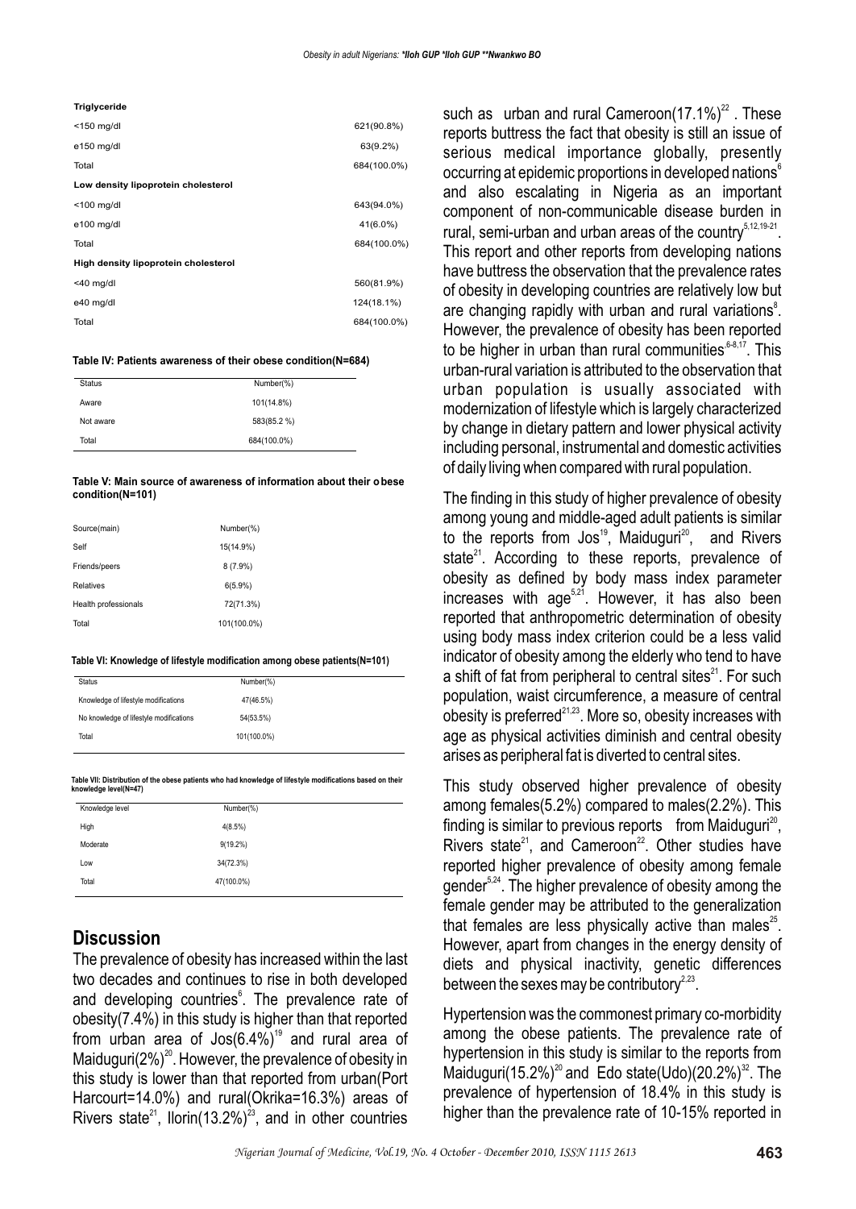| Triglyceride | |
|---|---|
| <150 mg/dl | 621(90.8%) |
| e150 mg/dl | 63(9.2%) |
| Total | 684(100.0%) |
| **Low density lipoprotein cholesterol** | |
| <100 mg/dl | 643(94.0%) |
| e100 mg/dl | 41(6.0%) |
| Total | 684(100.0%) |
| **High density lipoprotein cholesterol** | |
| <40 mg/dl | 560(81.9%) |
| e40 mg/dl | 124(18.1%) |
| Total | 684(100.0%) |

**Table IV: Patients awareness of their obese condition(N=684)**

| Status | Number(%) |
|---|---|
| Aware | 101(14.8%) |
| Not aware | 583(85.2 %) |
| Total | 684(100.0%) |

**Table V: Main source of awareness of information about their obese condition(N=101)**

| Source(main) | Number(%) |
|---|---|
| Self | 15(14.9%) |
| Friends/peers | 8 (7.9%) |
| Relatives | 6(5.9%) |
| Health professionals | 72(71.3%) |
| Total | 101(100.0%) |

**Table VI: Knowledge of lifestyle modification among obese patients(N=101)**

| Status | Number(%) |
|---|---|
| Knowledge of lifestyle modifications | 47(46.5%) |
| No knowledge of lifestyle modifications | 54(53.5%) |
| Total | 101(100.0%) |

**Table VII: Distribution of the obese patients who had knowledge of lifestyle modifications based on their knowledge level(N=47)**

| Knowledge level | Number(%) |
|---|---|
| High | 4(8.5%) |
| Moderate | 9(19.2%) |
| Low | 34(72.3%) |
| Total | 47(100.0%) |

## Discussion

The prevalence of obesity has increased within the last two decades and continues to rise in both developed and developing countries[6]. The prevalence rate of obesity(7.4%) in this study is higher than that reported from urban area of Jos(6.4%)[19] and rural area of Maiduguri(2%)[20]. However, the prevalence of obesity in this study is lower than that reported from urban(Port Harcourt=14.0%) and rural(Okrika=16.3%) areas of Rivers state[21], Ilorin(13.2%)[23], and in other countries such as urban and rural Cameroon(17.1%)[22]. These reports buttress the fact that obesity is still an issue of serious medical importance globally, presently occurring at epidemic proportions in developed nations[6] and also escalating in Nigeria as an important component of non-communicable disease burden in rural, semi-urban and urban areas of the country[5,12,19-21]. This report and other reports from developing nations have buttress the observation that the prevalence rates of obesity in developing countries are relatively low but are changing rapidly with urban and rural variations[8]. However, the prevalence of obesity has been reported to be higher in urban than rural communities[6-8,17]. This urban-rural variation is attributed to the observation that urban population is usually associated with modernization of lifestyle which is largely characterized by change in dietary pattern and lower physical activity including personal, instrumental and domestic activities of daily living when compared with rural population.

The finding in this study of higher prevalence of obesity among young and middle-aged adult patients is similar to the reports from Jos[19], Maiduguri[20], and Rivers state[21]. According to these reports, prevalence of obesity as defined by body mass index parameter increases with age[5,21]. However, it has also been reported that anthropometric determination of obesity using body mass index criterion could be a less valid indicator of obesity among the elderly who tend to have a shift of fat from peripheral to central sites[21]. For such population, waist circumference, a measure of central obesity is preferred[21,23]. More so, obesity increases with age as physical activities diminish and central obesity arises as peripheral fat is diverted to central sites.

This study observed higher prevalence of obesity among females(5.2%) compared to males(2.2%). This finding is similar to previous reports from Maiduguri[20], Rivers state[21], and Cameroon[22]. Other studies have reported higher prevalence of obesity among female gender[5,24]. The higher prevalence of obesity among the female gender may be attributed to the generalization that females are less physically active than males[25]. However, apart from changes in the energy density of diets and physical inactivity, genetic differences between the sexes may be contributory[2,23].

Hypertension was the commonest primary co-morbidity among the obese patients. The prevalence rate of hypertension in this study is similar to the reports from Maiduguri(15.2%)[20] and Edo state(Udo)(20.2%)[32]. The prevalence of hypertension of 18.4% in this study is higher than the prevalence rate of 10-15% reported in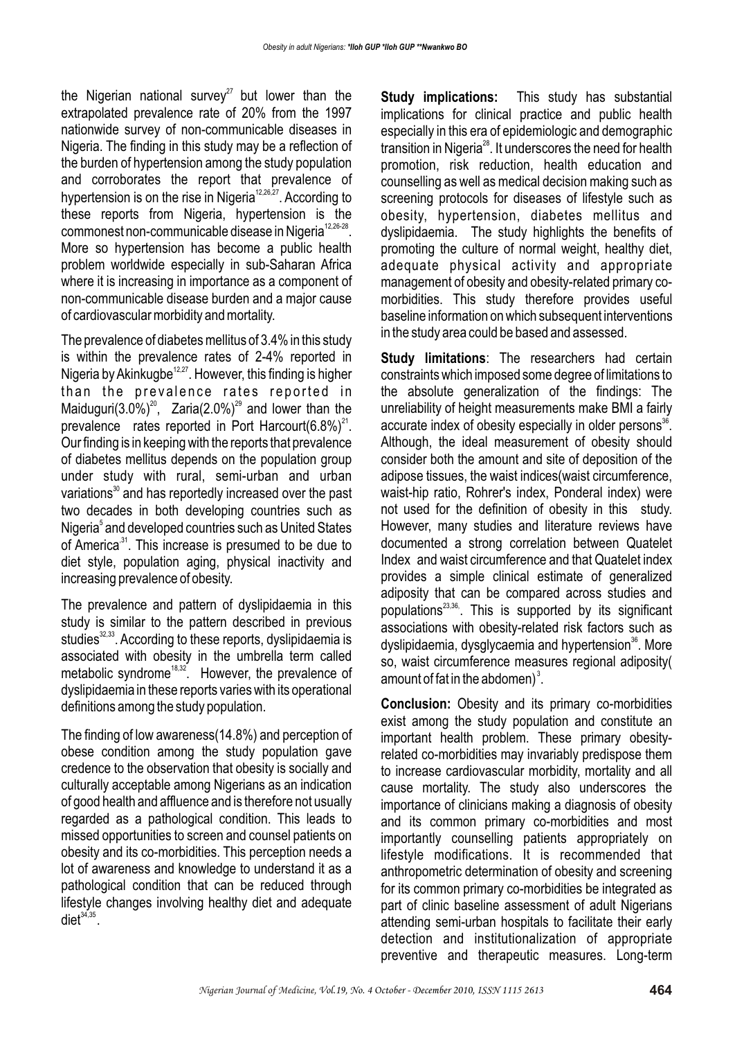the Nigerian national survey[27] but lower than the extrapolated prevalence rate of 20% from the 1997 nationwide survey of non-communicable diseases in Nigeria. The finding in this study may be a reflection of the burden of hypertension among the study population and corroborates the report that prevalence of hypertension is on the rise in Nigeria[12,26,27]. According to these reports from Nigeria, hypertension is the commonest non-communicable disease in Nigeria[12,26-28]. More so hypertension has become a public health problem worldwide especially in sub-Saharan Africa where it is increasing in importance as a component of non-communicable disease burden and a major cause of cardiovascular morbidity and mortality.

The prevalence of diabetes mellitus of 3.4% in this study is within the prevalence rates of 2-4% reported in Nigeria by Akinkugbe[12,27]. However, this finding is higher than the prevalence rates reported in Maiduguri(3.0%)[20], Zaria(2.0%)[29] and lower than the prevalence rates reported in Port Harcourt(6.8%)[21]. Our finding is in keeping with the reports that prevalence of diabetes mellitus depends on the population group under study with rural, semi-urban and urban variations[30] and has reportedly increased over the past two decades in both developing countries such as Nigeria[5] and developed countries such as United States of America[31]. This increase is presumed to be due to diet style, population aging, physical inactivity and increasing prevalence of obesity.

The prevalence and pattern of dyslipidaemia in this study is similar to the pattern described in previous studies[32,33]. According to these reports, dyslipidaemia is associated with obesity in the umbrella term called metabolic syndrome[18,32]. However, the prevalence of dyslipidaemia in these reports varies with its operational definitions among the study population.

The finding of low awareness(14.8%) and perception of obese condition among the study population gave credence to the observation that obesity is socially and culturally acceptable among Nigerians as an indication of good health and affluence and is therefore not usually regarded as a pathological condition. This leads to missed opportunities to screen and counsel patients on obesity and its co-morbidities. This perception needs a lot of awareness and knowledge to understand it as a pathological condition that can be reduced through lifestyle changes involving healthy diet and adequate diet[34,35].

**Study implications:** This study has substantial implications for clinical practice and public health especially in this era of epidemiologic and demographic transition in Nigeria[28]. It underscores the need for health promotion, risk reduction, health education and counselling as well as medical decision making such as screening protocols for diseases of lifestyle such as obesity, hypertension, diabetes mellitus and dyslipidaemia. The study highlights the benefits of promoting the culture of normal weight, healthy diet, adequate physical activity and appropriate management of obesity and obesity-related primary co-morbidities. This study therefore provides useful baseline information on which subsequent interventions in the study area could be based and assessed.

**Study limitations**: The researchers had certain constraints which imposed some degree of limitations to the absolute generalization of the findings: The unreliability of height measurements make BMI a fairly accurate index of obesity especially in older persons[36]. Although, the ideal measurement of obesity should consider both the amount and site of deposition of the adipose tissues, the waist indices(waist circumference, waist-hip ratio, Rohrer's index, Ponderal index) were not used for the definition of obesity in this study. However, many studies and literature reviews have documented a strong correlation between Quatelet Index and waist circumference and that Quatelet index provides a simple clinical estimate of generalized adiposity that can be compared across studies and populations[23,36]. This is supported by its significant associations with obesity-related risk factors such as dyslipidaemia, dysglycaemia and hypertension[36]. More so, waist circumference measures regional adiposity( amount of fat in the abdomen)[3].

**Conclusion:** Obesity and its primary co-morbidities exist among the study population and constitute an important health problem. These primary obesity-related co-morbidities may invariably predispose them to increase cardiovascular morbidity, mortality and all cause mortality. The study also underscores the importance of clinicians making a diagnosis of obesity and its common primary co-morbidities and most importantly counselling patients appropriately on lifestyle modifications. It is recommended that anthropometric determination of obesity and screening for its common primary co-morbidities be integrated as part of clinic baseline assessment of adult Nigerians attending semi-urban hospitals to facilitate their early detection and institutionalization of appropriate preventive and therapeutic measures. Long-term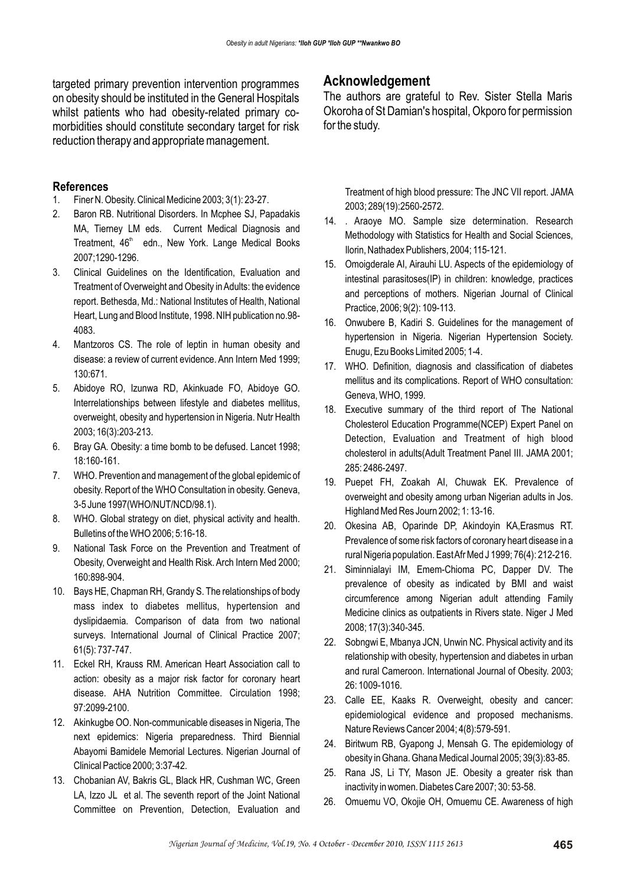targeted primary prevention intervention programmes on obesity should be instituted in the General Hospitals whilst patients who had obesity-related primary co-morbidities should constitute secondary target for risk reduction therapy and appropriate management.

## Acknowledgement

The authors are grateful to Rev. Sister Stella Maris Okoroha of St Damian's hospital, Okporo for permission for the study.

### References

1. Finer N. Obesity. Clinical Medicine 2003; 3(1): 23-27.
2. Baron RB. Nutritional Disorders. In Mcphee SJ, Papadakis MA, Tierney LM eds. Current Medical Diagnosis and Treatment, 46th edn., New York. Lange Medical Books 2007;1290-1296.
3. Clinical Guidelines on the Identification, Evaluation and Treatment of Overweight and Obesity in Adults: the evidence report. Bethesda, Md.: National Institutes of Health, National Heart, Lung and Blood Institute, 1998. NIH publication no.98-4083.
4. Mantzoros CS. The role of leptin in human obesity and disease: a review of current evidence. Ann Intern Med 1999; 130:671.
5. Abidoye RO, Izunwa RD, Akinkuade FO, Abidoye GO. Interrelationships between lifestyle and diabetes mellitus, overweight, obesity and hypertension in Nigeria. Nutr Health 2003; 16(3):203-213.
6. Bray GA. Obesity: a time bomb to be defused. Lancet 1998; 18:160-161.
7. WHO. Prevention and management of the global epidemic of obesity. Report of the WHO Consultation in obesity. Geneva, 3-5 June 1997(WHO/NUT/NCD/98.1).
8. WHO. Global strategy on diet, physical activity and health. Bulletins of the WHO 2006; 5:16-18.
9. National Task Force on the Prevention and Treatment of Obesity, Overweight and Health Risk. Arch Intern Med 2000; 160:898-904.
10. Bays HE, Chapman RH, Grandy S. The relationships of body mass index to diabetes mellitus, hypertension and dyslipidaemia. Comparison of data from two national surveys. International Journal of Clinical Practice 2007; 61(5): 737-747.
11. Eckel RH, Krauss RM. American Heart Association call to action: obesity as a major risk factor for coronary heart disease. AHA Nutrition Committee. Circulation 1998; 97:2099-2100.
12. Akinkugbe OO. Non-communicable diseases in Nigeria, The next epidemics: Nigeria preparedness. Third Biennial Abayomi Bamidele Memorial Lectures. Nigerian Journal of Clinical Pactice 2000; 3:37-42.
13. Chobanian AV, Bakris GL, Black HR, Cushman WC, Green LA, Izzo JL et al. The seventh report of the Joint National Committee on Prevention, Detection, Evaluation and Treatment of high blood pressure: The JNC VII report. JAMA 2003; 289(19):2560-2572.
14. . Araoye MO. Sample size determination. Research Methodology with Statistics for Health and Social Sciences, Ilorin, Nathadex Publishers, 2004; 115-121.
15. Omoigderale AI, Airauhi LU. Aspects of the epidemiology of intestinal parasitoses(IP) in children: knowledge, practices and perceptions of mothers. Nigerian Journal of Clinical Practice, 2006; 9(2): 109-113.
16. Onwubere B, Kadiri S. Guidelines for the management of hypertension in Nigeria. Nigerian Hypertension Society. Enugu, Ezu Books Limited 2005; 1-4.
17. WHO. Definition, diagnosis and classification of diabetes mellitus and its complications. Report of WHO consultation: Geneva, WHO, 1999.
18. Executive summary of the third report of The National Cholesterol Education Programme(NCEP) Expert Panel on Detection, Evaluation and Treatment of high blood cholesterol in adults(Adult Treatment Panel III. JAMA 2001; 285: 2486-2497.
19. Puepet FH, Zoakah AI, Chuwak EK. Prevalence of overweight and obesity among urban Nigerian adults in Jos. Highland Med Res Journ 2002; 1: 13-16.
20. Okesina AB, Oparinde DP, Akindoyin KA,Erasmus RT. Prevalence of some risk factors of coronary heart disease in a rural Nigeria population. East Afr Med J 1999; 76(4): 212-216.
21. Siminnialayi IM, Emem-Chioma PC, Dapper DV. The prevalence of obesity as indicated by BMI and waist circumference among Nigerian adult attending Family Medicine clinics as outpatients in Rivers state. Niger J Med 2008; 17(3):340-345.
22. Sobngwi E, Mbanya JCN, Unwin NC. Physical activity and its relationship with obesity, hypertension and diabetes in urban and rural Cameroon. International Journal of Obesity. 2003; 26: 1009-1016.
23. Calle EE, Kaaks R. Overweight, obesity and cancer: epidemiological evidence and proposed mechanisms. Nature Reviews Cancer 2004; 4(8):579-591.
24. Biritwum RB, Gyapong J, Mensah G. The epidemiology of obesity in Ghana. Ghana Medical Journal 2005; 39(3):83-85.
25. Rana JS, Li TY, Mason JE. Obesity a greater risk than inactivity in women. Diabetes Care 2007; 30: 53-58.
26. Omuemu VO, Okojie OH, Omuemu CE. Awareness of high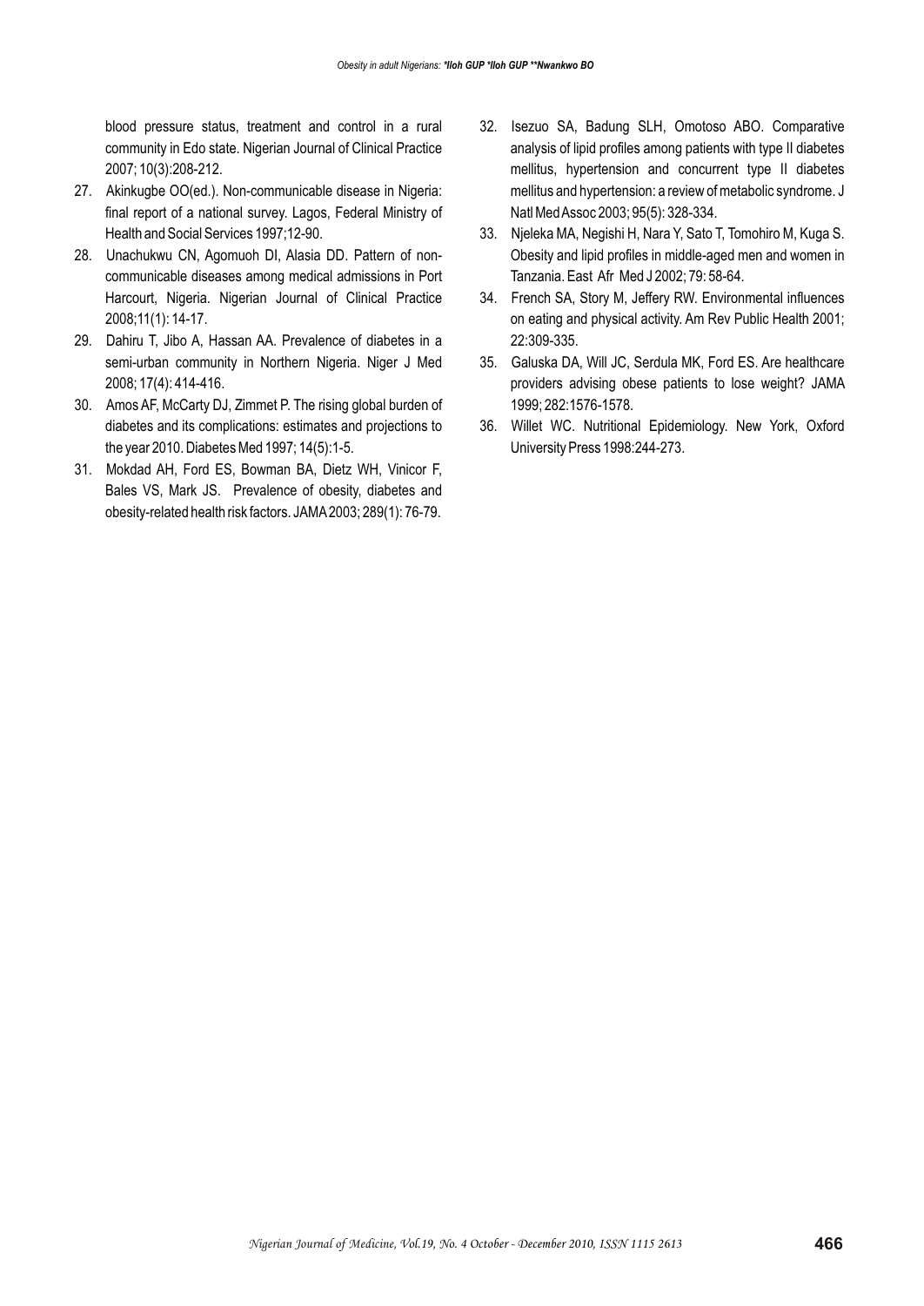blood pressure status, treatment and control in a rural community in Edo state. Nigerian Journal of Clinical Practice 2007; 10(3):208-212.

27. Akinkugbe OO(ed.). Non-communicable disease in Nigeria: final report of a national survey. Lagos, Federal Ministry of Health and Social Services 1997;12-90.
28. Unachukwu CN, Agomuoh DI, Alasia DD. Pattern of non-communicable diseases among medical admissions in Port Harcourt, Nigeria. Nigerian Journal of Clinical Practice 2008;11(1): 14-17.
29. Dahiru T, Jibo A, Hassan AA. Prevalence of diabetes in a semi-urban community in Northern Nigeria. Niger J Med 2008; 17(4): 414-416.
30. Amos AF, McCarty DJ, Zimmet P. The rising global burden of diabetes and its complications: estimates and projections to the year 2010. Diabetes Med 1997; 14(5):1-5.
31. Mokdad AH, Ford ES, Bowman BA, Dietz WH, Vinicor F, Bales VS, Mark JS. Prevalence of obesity, diabetes and obesity-related health risk factors. JAMA 2003; 289(1): 76-79.
32. Isezuo SA, Badung SLH, Omotoso ABO. Comparative analysis of lipid profiles among patients with type II diabetes mellitus, hypertension and concurrent type II diabetes mellitus and hypertension: a review of metabolic syndrome. J Natl Med Assoc 2003; 95(5): 328-334.
33. Njeleka MA, Negishi H, Nara Y, Sato T, Tomohiro M, Kuga S. Obesity and lipid profiles in middle-aged men and women in Tanzania. East Afr Med J 2002; 79: 58-64.
34. French SA, Story M, Jeffery RW. Environmental influences on eating and physical activity. Am Rev Public Health 2001; 22:309-335.
35. Galuska DA, Will JC, Serdula MK, Ford ES. Are healthcare providers advising obese patients to lose weight? JAMA 1999; 282:1576-1578.
36. Willet WC. Nutritional Epidemiology. New York, Oxford University Press 1998:244-273.